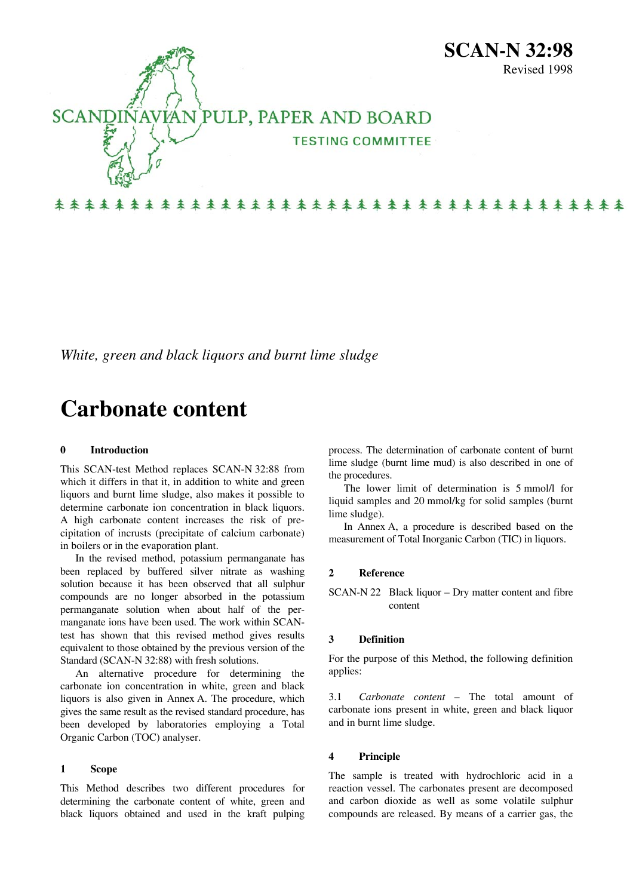# SCAN-N 32:98

Revised 1998

SCANDINAVIAN PULP, PAPER AND BOARD

TESTING COMMITTEE

*White, green and black liquors and burnt lime sludge*

# Carbonate content

## 0 Introduction

This SCAN-test Method replaces SCAN-N 32:88 from which it differs in that it, in addition to white and green liquors and burnt lime sludge, also makes it possible to determine carbonate ion concentration in black liquors. A high carbonate content increases the risk of precipitation of incrusts (precipitate of calcium carbonate) in boilers or in the evaporation plant.

In the revised method, potassium permanganate has been replaced by buffered silver nitrate as washing solution because it has been observed that all sulphur compounds are no longer absorbed in the potassium permanganate solution when about half of the permanganate ions have been used. The work within SCAN-test has shown that this revised method gives results equivalent to those obtained by the previous version of the Standard (SCAN-N 32:88) with fresh solutions.

An alternative procedure for determining the carbonate ion concentration in white, green and black liquors is also given in Annex A. The procedure, which gives the same result as the revised standard procedure, has been developed by laboratories employing a Total Organic Carbon (TOC) analyser.

## 1 Scope

This Method describes two different procedures for determining the carbonate content of white, green and black liquors obtained and used in the kraft pulping process. The determination of carbonate content of burnt lime sludge (burnt lime mud) is also described in one of the procedures.

The lower limit of determination is 5 mmol/l for liquid samples and 20 mmol/kg for solid samples (burnt lime sludge).

In Annex A, a procedure is described based on the measurement of Total Inorganic Carbon (TIC) in liquors.

## 2 Reference

SCAN-N 22 Black liquor – Dry matter content and fibre content

## 3 Definition

For the purpose of this Method, the following definition applies:

3.1 *Carbonate content* – The total amount of carbonate ions present in white, green and black liquor and in burnt lime sludge.

## 4 Principle

The sample is treated with hydrochloric acid in a reaction vessel. The carbonates present are decomposed and carbon dioxide as well as some volatile sulphur compounds are released. By means of a carrier gas, the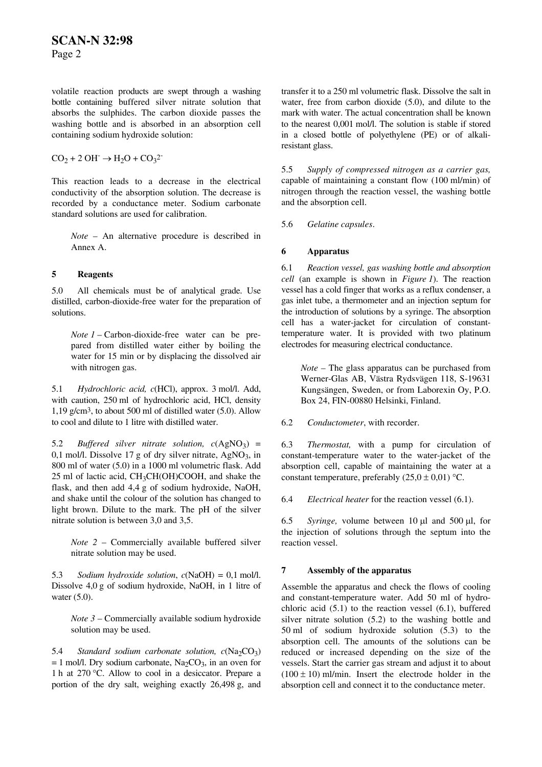volatile reaction products are swept through a washing bottle containing buffered silver nitrate solution that absorbs the sulphides. The carbon dioxide passes the washing bottle and is absorbed in an absorption cell containing sodium hydroxide solution:

$CO_2 + 2\ OH^- \rightarrow H_2O + CO_3^{2-}$

This reaction leads to a decrease in the electrical conductivity of the absorption solution. The decrease is recorded by a conductance meter. Sodium carbonate standard solutions are used for calibration.

> *Note* – An alternative procedure is described in Annex A.

## 5 Reagents

5.0 All chemicals must be of analytical grade. Use distilled, carbon-dioxide-free water for the preparation of solutions.

> *Note 1* – Carbon-dioxide-free water can be prepared from distilled water either by boiling the water for 15 min or by displacing the dissolved air with nitrogen gas.

5.1 *Hydrochloric acid, c*(HCl), approx. 3 mol/l. Add, with caution, 250 ml of hydrochloric acid, HCl, density 1,19 g/cm³, to about 500 ml of distilled water (5.0). Allow to cool and dilute to 1 litre with distilled water.

5.2 *Buffered silver nitrate solution, c*($AgNO_3$) = 0,1 mol/l. Dissolve 17 g of dry silver nitrate, $AgNO_3$, in 800 ml of water (5.0) in a 1000 ml volumetric flask. Add 25 ml of lactic acid, $CH_3CH(OH)COOH$, and shake the flask, and then add 4,4 g of sodium hydroxide, NaOH, and shake until the colour of the solution has changed to light brown. Dilute to the mark. The pH of the silver nitrate solution is between 3,0 and 3,5.

> *Note 2* – Commercially available buffered silver nitrate solution may be used.

5.3 *Sodium hydroxide solution*, *c*(NaOH) = 0,1 mol/l. Dissolve 4,0 g of sodium hydroxide, NaOH, in 1 litre of water (5.0).

> *Note 3* – Commercially available sodium hydroxide solution may be used.

5.4 *Standard sodium carbonate solution, c*($Na_2CO_3$) = 1 mol/l. Dry sodium carbonate, $Na_2CO_3$, in an oven for 1 h at 270 °C. Allow to cool in a desiccator. Prepare a portion of the dry salt, weighing exactly 26,498 g, and transfer it to a 250 ml volumetric flask. Dissolve the salt in water, free from carbon dioxide (5.0), and dilute to the mark with water. The actual concentration shall be known to the nearest 0,001 mol/l. The solution is stable if stored in a closed bottle of polyethylene (PE) or of alkali-resistant glass.

5.5 *Supply of compressed nitrogen as a carrier gas,* capable of maintaining a constant flow (100 ml/min) of nitrogen through the reaction vessel, the washing bottle and the absorption cell.

5.6 *Gelatine capsules*.

## 6 Apparatus

6.1 *Reaction vessel, gas washing bottle and absorption cell* (an example is shown in *Figure 1*). The reaction vessel has a cold finger that works as a reflux condenser, a gas inlet tube, a thermometer and an injection septum for the introduction of solutions by a syringe. The absorption cell has a water-jacket for circulation of constant-temperature water. It is provided with two platinum electrodes for measuring electrical conductance.

> *Note* – The glass apparatus can be purchased from Werner-Glas AB, Västra Rydsvägen 118, S-19631 Kungsängen, Sweden, or from Laborexin Oy, P.O. Box 24, FIN-00880 Helsinki, Finland.

6.2 *Conductometer*, with recorder.

6.3 *Thermostat,* with a pump for circulation of constant-temperature water to the water-jacket of the absorption cell, capable of maintaining the water at a constant temperature, preferably (25,0 ± 0,01) °C.

6.4 *Electrical heater* for the reaction vessel (6.1).

6.5 *Syringe,* volume between 10 µl and 500 µl, for the injection of solutions through the septum into the reaction vessel.

## 7 Assembly of the apparatus

Assemble the apparatus and check the flows of cooling and constant-temperature water. Add 50 ml of hydrochloric acid (5.1) to the reaction vessel (6.1), buffered silver nitrate solution (5.2) to the washing bottle and 50 ml of sodium hydroxide solution (5.3) to the absorption cell. The amounts of the solutions can be reduced or increased depending on the size of the vessels. Start the carrier gas stream and adjust it to about (100 ± 10) ml/min. Insert the electrode holder in the absorption cell and connect it to the conductance meter.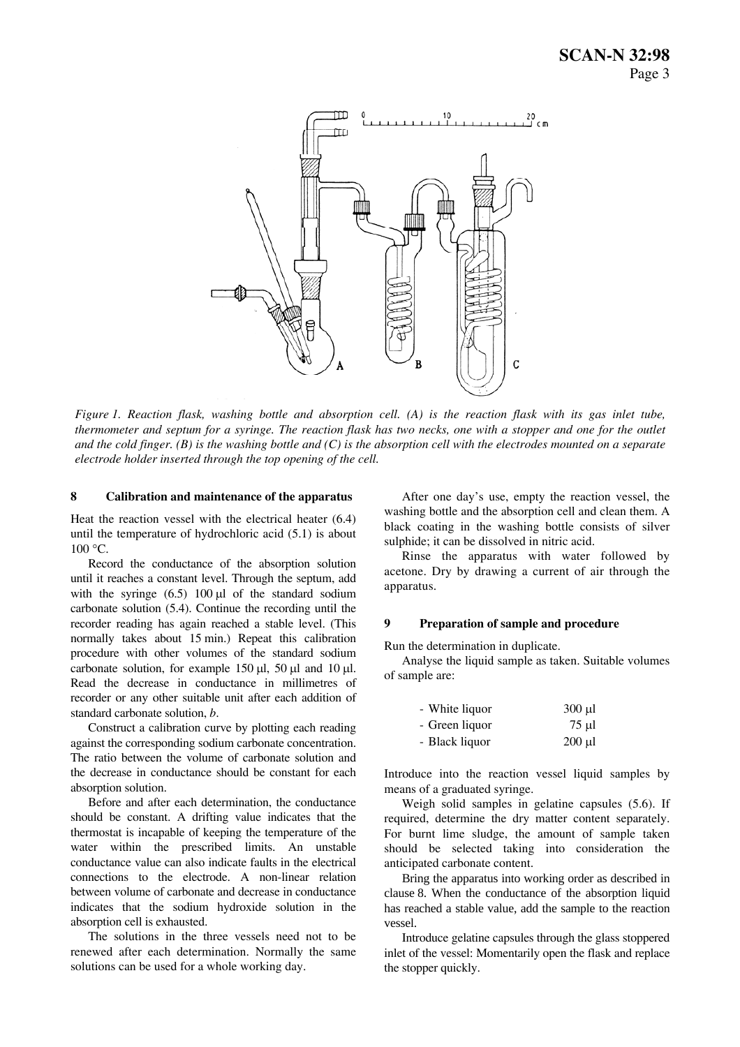*Figure 1. Reaction flask, washing bottle and absorption cell. (A) is the reaction flask with its gas inlet tube, thermometer and septum for a syringe. The reaction flask has two necks, one with a stopper and one for the outlet and the cold finger. (B) is the washing bottle and (C) is the absorption cell with the electrodes mounted on a separate electrode holder inserted through the top opening of the cell.*

## 8 Calibration and maintenance of the apparatus

Heat the reaction vessel with the electrical heater (6.4) until the temperature of hydrochloric acid (5.1) is about 100 °C.

Record the conductance of the absorption solution until it reaches a constant level. Through the septum, add with the syringe (6.5) 100 µl of the standard sodium carbonate solution (5.4). Continue the recording until the recorder reading has again reached a stable level. (This normally takes about 15 min.) Repeat this calibration procedure with other volumes of the standard sodium carbonate solution, for example 150 µl, 50 µl and 10 µl. Read the decrease in conductance in millimetres of recorder or any other suitable unit after each addition of standard carbonate solution, *b*.

Construct a calibration curve by plotting each reading against the corresponding sodium carbonate concentration. The ratio between the volume of carbonate solution and the decrease in conductance should be constant for each absorption solution.

Before and after each determination, the conductance should be constant. A drifting value indicates that the thermostat is incapable of keeping the temperature of the water within the prescribed limits. An unstable conductance value can also indicate faults in the electrical connections to the electrode. A non-linear relation between volume of carbonate and decrease in conductance indicates that the sodium hydroxide solution in the absorption cell is exhausted.

The solutions in the three vessels need not to be renewed after each determination. Normally the same solutions can be used for a whole working day.

After one day's use, empty the reaction vessel, the washing bottle and the absorption cell and clean them. A black coating in the washing bottle consists of silver sulphide; it can be dissolved in nitric acid.

Rinse the apparatus with water followed by acetone. Dry by drawing a current of air through the apparatus.

## 9 Preparation of sample and procedure

Run the determination in duplicate.

Analyse the liquid sample as taken. Suitable volumes of sample are:

- White liquor 300 µl
- Green liquor 75 µl
- Black liquor 200 µl

Introduce into the reaction vessel liquid samples by means of a graduated syringe.

Weigh solid samples in gelatine capsules (5.6). If required, determine the dry matter content separately. For burnt lime sludge, the amount of sample taken should be selected taking into consideration the anticipated carbonate content.

Bring the apparatus into working order as described in clause 8. When the conductance of the absorption liquid has reached a stable value, add the sample to the reaction vessel.

Introduce gelatine capsules through the glass stoppered inlet of the vessel: Momentarily open the flask and replace the stopper quickly.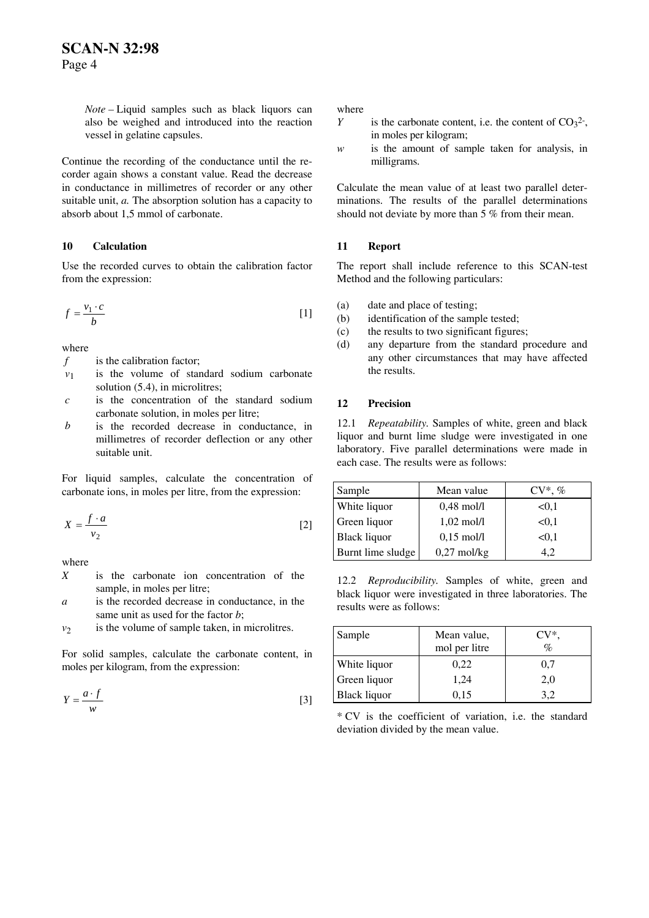*Note* – Liquid samples such as black liquors can also be weighed and introduced into the reaction vessel in gelatine capsules.

Continue the recording of the conductance until the recorder again shows a constant value. Read the decrease in conductance in millimetres of recorder or any other suitable unit, *a*. The absorption solution has a capacity to absorb about 1,5 mmol of carbonate.

## 10 Calculation

Use the recorded curves to obtain the calibration factor from the expression:

$$f = \frac{v_1 \cdot c}{b} \qquad [1]$$

where

- $f$ is the calibration factor;
- $v_1$ is the volume of standard sodium carbonate solution (5.4), in microlitres;
- $c$ is the concentration of the standard sodium carbonate solution, in moles per litre;
- $b$ is the recorded decrease in conductance, in millimetres of recorder deflection or any other suitable unit.

For liquid samples, calculate the concentration of carbonate ions, in moles per litre, from the expression:

$$X = \frac{f \cdot a}{v_2} \qquad [2]$$

where

- $X$ is the carbonate ion concentration of the sample, in moles per litre;
- $a$ is the recorded decrease in conductance, in the same unit as used for the factor $b$;
- $v_2$ is the volume of sample taken, in microlitres.

For solid samples, calculate the carbonate content, in moles per kilogram, from the expression:

$$Y = \frac{a \cdot f}{w} \qquad [3]$$

where

- $Y$ is the carbonate content, i.e. the content of $CO_3^{2-}$, in moles per kilogram;
- $w$ is the amount of sample taken for analysis, in milligrams.

Calculate the mean value of at least two parallel determinations. The results of the parallel determinations should not deviate by more than 5 % from their mean.

## 11 Report

The report shall include reference to this SCAN-test Method and the following particulars:

(a) date and place of testing;
(b) identification of the sample tested;
(c) the results to two significant figures;
(d) any departure from the standard procedure and any other circumstances that may have affected the results.

## 12 Precision

12.1 *Repeatability.* Samples of white, green and black liquor and burnt lime sludge were investigated in one laboratory. Five parallel determinations were made in each case. The results were as follows:

| Sample | Mean value | CV*, % |
|---|---|---|
| White liquor | 0,48 mol/l | <0,1 |
| Green liquor | 1,02 mol/l | <0,1 |
| Black liquor | 0,15 mol/l | <0,1 |
| Burnt lime sludge | 0,27 mol/kg | 4,2 |

12.2 *Reproducibility.* Samples of white, green and black liquor were investigated in three laboratories. The results were as follows:

| Sample | Mean value, mol per litre | CV*, % |
|---|---|---|
| White liquor | 0,22 | 0,7 |
| Green liquor | 1,24 | 2,0 |
| Black liquor | 0,15 | 3,2 |

* CV is the coefficient of variation, i.e. the standard deviation divided by the mean value.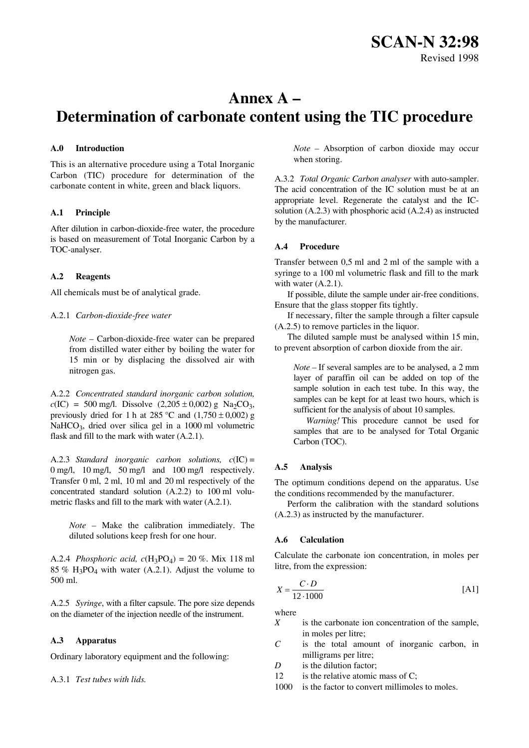# Annex A – Determination of carbonate content using the TIC procedure

### A.0 Introduction

This is an alternative procedure using a Total Inorganic Carbon (TIC) procedure for determination of the carbonate content in white, green and black liquors.

### A.1 Principle

After dilution in carbon-dioxide-free water, the procedure is based on measurement of Total Inorganic Carbon by a TOC-analyser.

### A.2 Reagents

All chemicals must be of analytical grade.

A.2.1 *Carbon-dioxide-free water*

> *Note* – Carbon-dioxide-free water can be prepared from distilled water either by boiling the water for 15 min or by displacing the dissolved air with nitrogen gas.

A.2.2 *Concentrated standard inorganic carbon solution,* $c$(IC) = 500 mg/l. Dissolve (2,205 ± 0,002) g $Na_2CO_3$, previously dried for 1 h at 285 °C and (1,750 ± 0,002) g $NaHCO_3$, dried over silica gel in a 1000 ml volumetric flask and fill to the mark with water (A.2.1).

A.2.3 *Standard inorganic carbon solutions,* $c$(IC) = 0 mg/l, 10 mg/l, 50 mg/l and 100 mg/l respectively. Transfer 0 ml, 2 ml, 10 ml and 20 ml respectively of the concentrated standard solution (A.2.2) to 100 ml volumetric flasks and fill to the mark with water (A.2.1).

> *Note* – Make the calibration immediately. The diluted solutions keep fresh for one hour.

A.2.4 *Phosphoric acid,* $c(H_3PO_4)$ = 20 %. Mix 118 ml 85 % $H_3PO_4$ with water (A.2.1). Adjust the volume to 500 ml.

A.2.5 *Syringe*, with a filter capsule. The pore size depends on the diameter of the injection needle of the instrument.

### A.3 Apparatus

Ordinary laboratory equipment and the following:

A.3.1 *Test tubes with lids.*

> *Note* – Absorption of carbon dioxide may occur when storing.

A.3.2 *Total Organic Carbon analyser* with auto-sampler. The acid concentration of the IC solution must be at an appropriate level. Regenerate the catalyst and the IC-solution (A.2.3) with phosphoric acid (A.2.4) as instructed by the manufacturer.

### A.4 Procedure

Transfer between 0,5 ml and 2 ml of the sample with a syringe to a 100 ml volumetric flask and fill to the mark with water (A.2.1).

If possible, dilute the sample under air-free conditions. Ensure that the glass stopper fits tightly.

If necessary, filter the sample through a filter capsule (A.2.5) to remove particles in the liquor.

The diluted sample must be analysed within 15 min, to prevent absorption of carbon dioxide from the air.

> *Note* – If several samples are to be analysed, a 2 mm layer of paraffin oil can be added on top of the sample solution in each test tube. In this way, the samples can be kept for at least two hours, which is sufficient for the analysis of about 10 samples.
>
> *Warning!* This procedure cannot be used for samples that are to be analysed for Total Organic Carbon (TOC).

### A.5 Analysis

The optimum conditions depend on the apparatus. Use the conditions recommended by the manufacturer.

Perform the calibration with the standard solutions (A.2.3) as instructed by the manufacturer.

### A.6 Calculation

Calculate the carbonate ion concentration, in moles per litre, from the expression:

$$X = \frac{C \cdot D}{12 \cdot 1000} \qquad \text{[A1]}$$

where

- $X$ is the carbonate ion concentration of the sample, in moles per litre;
- $C$ is the total amount of inorganic carbon, in milligrams per litre;
- $D$ is the dilution factor;
- 12 is the relative atomic mass of C;
- 1000 is the factor to convert millimoles to moles.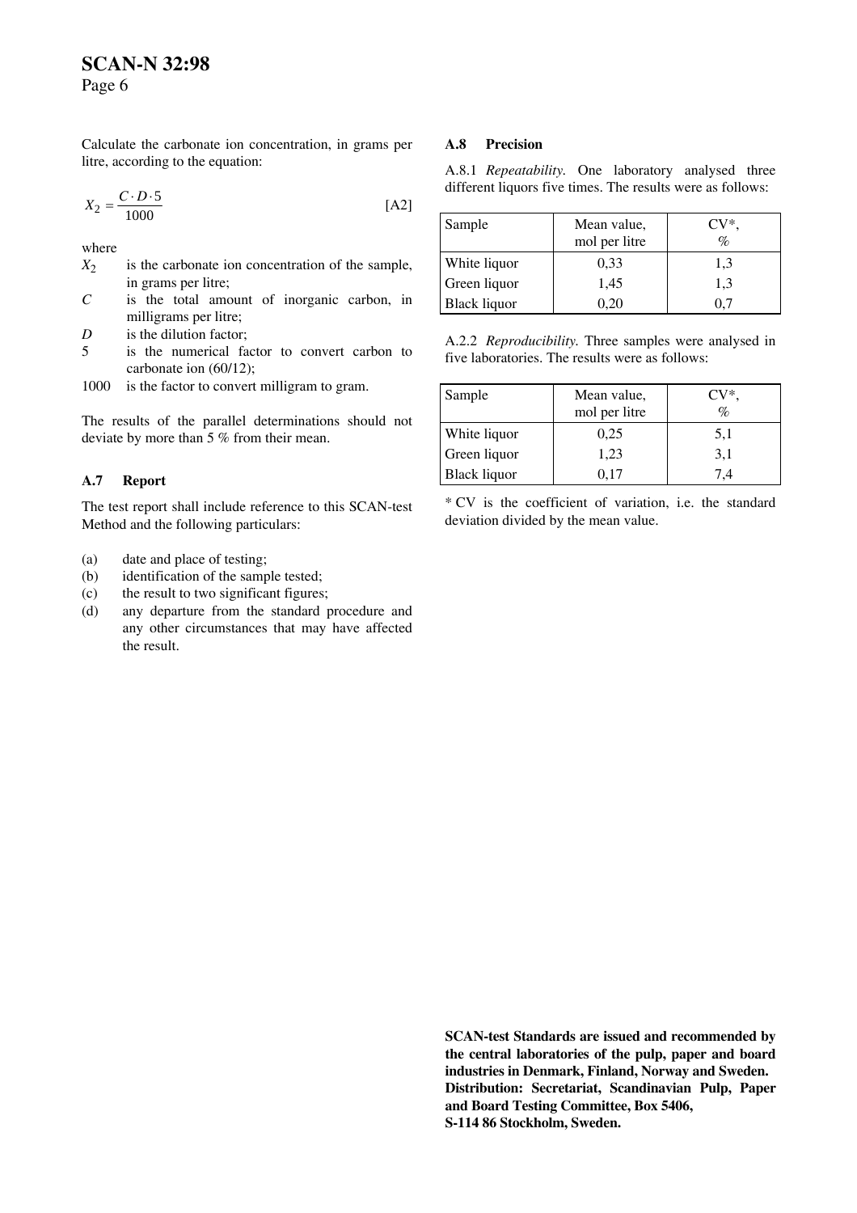Calculate the carbonate ion concentration, in grams per litre, according to the equation:

$$X_2 = \frac{C \cdot D \cdot 5}{1000} \qquad \text{[A2]}$$

where

- $X_2$ is the carbonate ion concentration of the sample, in grams per litre;
- $C$ is the total amount of inorganic carbon, in milligrams per litre;
- $D$ is the dilution factor;
- 5 is the numerical factor to convert carbon to carbonate ion (60/12);
- 1000 is the factor to convert milligram to gram.

The results of the parallel determinations should not deviate by more than 5 % from their mean.

### A.7 Report

The test report shall include reference to this SCAN-test Method and the following particulars:

(a) date and place of testing;
(b) identification of the sample tested;
(c) the result to two significant figures;
(d) any departure from the standard procedure and any other circumstances that may have affected the result.

### A.8 Precision

A.8.1 *Repeatability.* One laboratory analysed three different liquors five times. The results were as follows:

| Sample | Mean value, mol per litre | CV*, % |
|---|---|---|
| White liquor | 0,33 | 1,3 |
| Green liquor | 1,45 | 1,3 |
| Black liquor | 0,20 | 0,7 |

A.2.2 *Reproducibility.* Three samples were analysed in five laboratories. The results were as follows:

| Sample | Mean value, mol per litre | CV*, % |
|---|---|---|
| White liquor | 0,25 | 5,1 |
| Green liquor | 1,23 | 3,1 |
| Black liquor | 0,17 | 7,4 |

* CV is the coefficient of variation, i.e. the standard deviation divided by the mean value.

**SCAN-test Standards are issued and recommended by the central laboratories of the pulp, paper and board industries in Denmark, Finland, Norway and Sweden. Distribution: Secretariat, Scandinavian Pulp, Paper and Board Testing Committee, Box 5406, S-114 86 Stockholm, Sweden.**